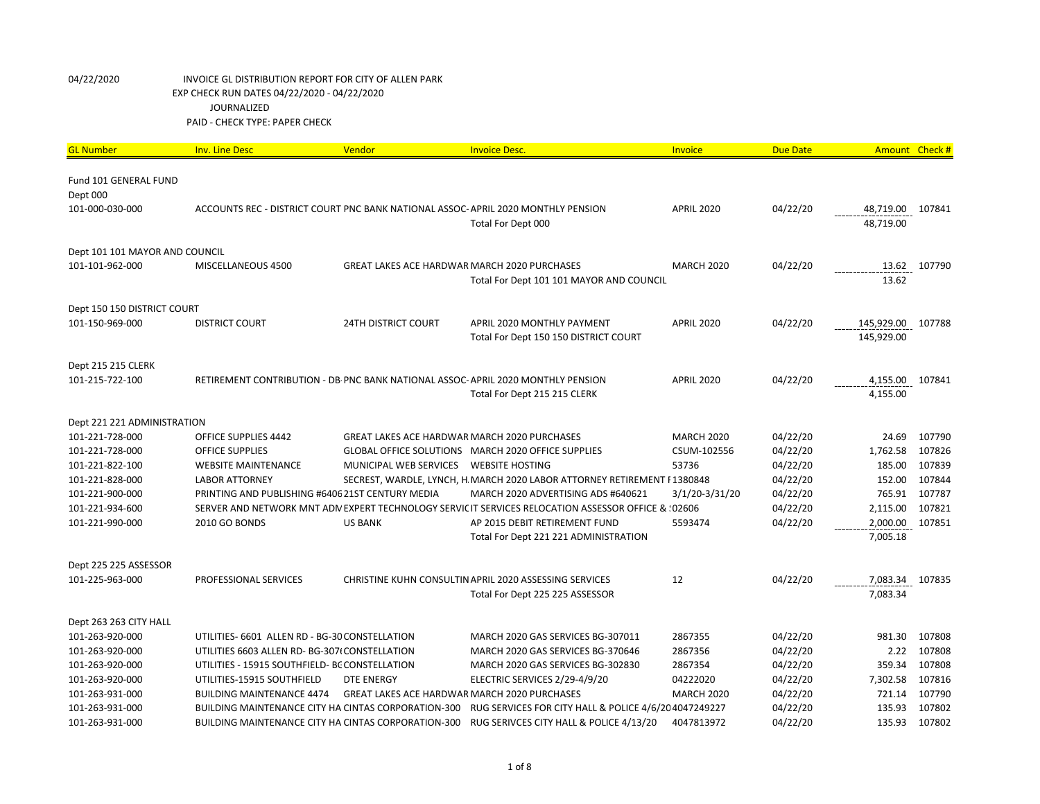04/22/2020 INVOICE GL DISTRIBUTION REPORT FOR CITY OF ALLEN PARK
EXP CHECK RUN DATES 04/22/2020 - 04/22/2020
JOURNALIZED
PAID - CHECK TYPE: PAPER CHECK

| GL Number | Inv. Line Desc | Vendor | Invoice Desc. | Invoice | Due Date | Amount | Check # |
|---|---|---|---|---|---|---|---|
| Fund 101 GENERAL FUND | | | | | | | |
| Dept 000 | | | | | | | |
| 101-000-030-000 | ACCOUNTS REC - DISTRICT COURT | PNC BANK NATIONAL ASSOC- | APRIL 2020 MONTHLY PENSION | APRIL 2020 | 04/22/20 | 48,719.00 | 107841 |
| | | | Total For Dept 000 | | | 48,719.00 | |
| Dept 101 101 MAYOR AND COUNCIL | | | | | | | |
| 101-101-962-000 | MISCELLANEOUS 4500 | GREAT LAKES ACE HARDWAR | MARCH 2020 PURCHASES | MARCH 2020 | 04/22/20 | 13.62 | 107790 |
| | | | Total For Dept 101 101 MAYOR AND COUNCIL | | | 13.62 | |
| Dept 150 150 DISTRICT COURT | | | | | | | |
| 101-150-969-000 | DISTRICT COURT | 24TH DISTRICT COURT | APRIL 2020 MONTHLY PAYMENT | APRIL 2020 | 04/22/20 | 145,929.00 | 107788 |
| | | | Total For Dept 150 150 DISTRICT COURT | | | 145,929.00 | |
| Dept 215 215 CLERK | | | | | | | |
| 101-215-722-100 | RETIREMENT CONTRIBUTION - DB | PNC BANK NATIONAL ASSOC- | APRIL 2020 MONTHLY PENSION | APRIL 2020 | 04/22/20 | 4,155.00 | 107841 |
| | | | Total For Dept 215 215 CLERK | | | 4,155.00 | |
| Dept 221 221 ADMINISTRATION | | | | | | | |
| 101-221-728-000 | OFFICE SUPPLIES 4442 | GREAT LAKES ACE HARDWAR | MARCH 2020 PURCHASES | MARCH 2020 | 04/22/20 | 24.69 | 107790 |
| 101-221-728-000 | OFFICE SUPPLIES | GLOBAL OFFICE SOLUTIONS | MARCH 2020 OFFICE SUPPLIES | CSUM-102556 | 04/22/20 | 1,762.58 | 107826 |
| 101-221-822-100 | WEBSITE MAINTENANCE | MUNICIPAL WEB SERVICES | WEBSITE HOSTING | 53736 | 04/22/20 | 185.00 | 107839 |
| 101-221-828-000 | LABOR ATTORNEY | SECREST, WARDLE, LYNCH, H. | MARCH 2020 LABOR ATTORNEY RETIREMENT I | 1380848 | 04/22/20 | 152.00 | 107844 |
| 101-221-900-000 | PRINTING AND PUBLISHING #6406 | 21ST CENTURY MEDIA | MARCH 2020 ADVERTISING ADS #640621 | 3/1/20-3/31/20 | 04/22/20 | 765.91 | 107787 |
| 101-221-934-600 | SERVER AND NETWORK MNT ADM | EXPERT TECHNOLOGY SERVIC | IT SERVICES RELOCATION ASSESSOR OFFICE & | 02606 | 04/22/20 | 2,115.00 | 107821 |
| 101-221-990-000 | 2010 GO BONDS | US BANK | AP 2015 DEBIT RETIREMENT FUND | 5593474 | 04/22/20 | 2,000.00 | 107851 |
| | | | Total For Dept 221 221 ADMINISTRATION | | | 7,005.18 | |
| Dept 225 225 ASSESSOR | | | | | | | |
| 101-225-963-000 | PROFESSIONAL SERVICES | CHRISTINE KUHN CONSULTIN | APRIL 2020 ASSESSING SERVICES | 12 | 04/22/20 | 7,083.34 | 107835 |
| | | | Total For Dept 225 225 ASSESSOR | | | 7,083.34 | |
| Dept 263 263 CITY HALL | | | | | | | |
| 101-263-920-000 | UTILITIES- 6601 ALLEN RD - BG-30 | CONSTELLATION | MARCH 2020 GAS SERVICES BG-307011 | 2867355 | 04/22/20 | 981.30 | 107808 |
| 101-263-920-000 | UTILITIES 6603 ALLEN RD- BG-307( | CONSTELLATION | MARCH 2020 GAS SERVICES BG-370646 | 2867356 | 04/22/20 | 2.22 | 107808 |
| 101-263-920-000 | UTILITIES - 15915 SOUTHFIELD- BC | CONSTELLATION | MARCH 2020 GAS SERVICES BG-302830 | 2867354 | 04/22/20 | 359.34 | 107808 |
| 101-263-920-000 | UTILITIES-15915 SOUTHFIELD | DTE ENERGY | ELECTRIC SERVICES 2/29-4/9/20 | 04222020 | 04/22/20 | 7,302.58 | 107816 |
| 101-263-931-000 | BUILDING MAINTENANCE 4474 | GREAT LAKES ACE HARDWAR | MARCH 2020 PURCHASES | MARCH 2020 | 04/22/20 | 721.14 | 107790 |
| 101-263-931-000 | BUILDING MAINTENANCE CITY HA | CINTAS CORPORATION-300 | RUG SERVICES FOR CITY HALL & POLICE 4/6/20 | 4047249227 | 04/22/20 | 135.93 | 107802 |
| 101-263-931-000 | BUILDING MAINTENANCE CITY HA | CINTAS CORPORATION-300 | RUG SERIVCES CITY HALL & POLICE 4/13/20 | 4047813972 | 04/22/20 | 135.93 | 107802 |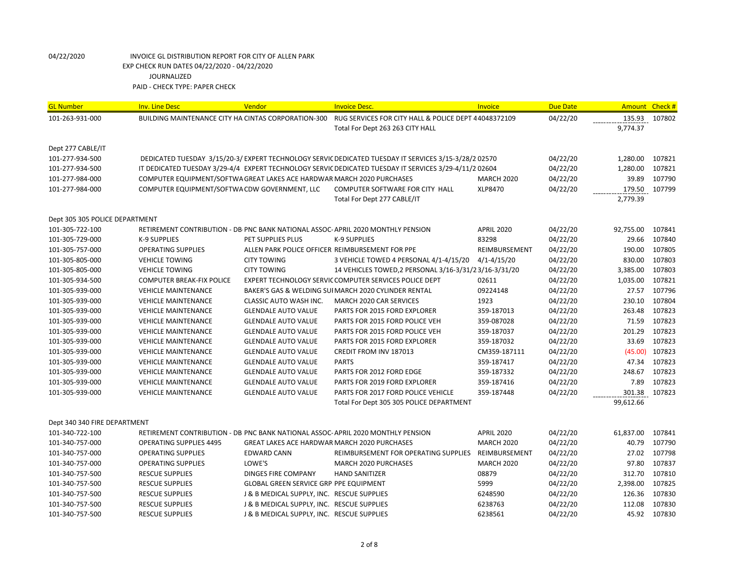04/22/2020 INVOICE GL DISTRIBUTION REPORT FOR CITY OF ALLEN PARK
EXP CHECK RUN DATES 04/22/2020 - 04/22/2020
JOURNALIZED
PAID - CHECK TYPE: PAPER CHECK

| GL Number | Inv. Line Desc | Vendor | Invoice Desc. | Invoice | Due Date | Amount | Check # |
|---|---|---|---|---|---|---|---|
| 101-263-931-000 | BUILDING MAINTENANCE CITY HA | CINTAS CORPORATION-300 | RUG SERVICES FOR CITY HALL & POLICE DEPT | 44048372109 | 04/22/20 | 135.93 | 107802 |
| | | | Total For Dept 263 263 CITY HALL | | | 9,774.37 | |
| Dept 277 CABLE/IT | | | | | | | |
| 101-277-934-500 | DEDICATED TUESDAY 3/15/20-3/ | EXPERT TECHNOLOGY SERVIC | DEDICATED TUESDAY IT SERVICES 3/15-3/28/2 | 02570 | 04/22/20 | 1,280.00 | 107821 |
| 101-277-934-500 | IT DEDICATED TUESDAY 3/29-4/4 | EXPERT TECHNOLOGY SERVIC | DEDICATED TUESDAY IT SERVICES 3/29-4/11/2 | 02604 | 04/22/20 | 1,280.00 | 107821 |
| 101-277-984-000 | COMPUTER EQUIPMENT/SOFTWA | GREAT LAKES ACE HARDWAR | MARCH 2020 PURCHASES | MARCH 2020 | 04/22/20 | 39.89 | 107790 |
| 101-277-984-000 | COMPUTER EQUIPMENT/SOFTWA | CDW GOVERNMENT, LLC | COMPUTER SOFTWARE FOR CITY HALL | XLP8470 | 04/22/20 | 179.50 | 107799 |
| | | | Total For Dept 277 CABLE/IT | | | 2,779.39 | |
| Dept 305 305 POLICE DEPARTMENT | | | | | | | |
| 101-305-722-100 | RETIREMENT CONTRIBUTION - DB | PNC BANK NATIONAL ASSOC- | APRIL 2020 MONTHLY PENSION | APRIL 2020 | 04/22/20 | 92,755.00 | 107841 |
| 101-305-729-000 | K-9 SUPPLIES | PET SUPPLIES PLUS | K-9 SUPPLIES | 83298 | 04/22/20 | 29.66 | 107840 |
| 101-305-757-000 | OPERATING SUPPLIES | ALLEN PARK POLICE OFFICER | REIMBURSEMENT FOR PPE | REIMBURSEMENT | 04/22/20 | 190.00 | 107805 |
| 101-305-805-000 | VEHICLE TOWING | CITY TOWING | 3 VEHICLE TOWED 4 PERSONAL 4/1-4/15/20 | 4/1-4/15/20 | 04/22/20 | 830.00 | 107803 |
| 101-305-805-000 | VEHICLE TOWING | CITY TOWING | 14 VEHICLES TOWED,2 PERSONAL 3/16-3/31/2 | 3/16-3/31/20 | 04/22/20 | 3,385.00 | 107803 |
| 101-305-934-500 | COMPUTER BREAK-FIX POLICE | EXPERT TECHNOLOGY SERVIC | COMPUTER SERVICES POLICE DEPT | 02611 | 04/22/20 | 1,035.00 | 107821 |
| 101-305-939-000 | VEHICLE MAINTENANCE | BAKER'S GAS & WELDING SUI | MARCH 2020 CYLINDER RENTAL | 09224148 | 04/22/20 | 27.57 | 107796 |
| 101-305-939-000 | VEHICLE MAINTENANCE | CLASSIC AUTO WASH INC. | MARCH 2020 CAR SERVICES | 1923 | 04/22/20 | 230.10 | 107804 |
| 101-305-939-000 | VEHICLE MAINTENANCE | GLENDALE AUTO VALUE | PARTS FOR 2015 FORD EXPLORER | 359-187013 | 04/22/20 | 263.48 | 107823 |
| 101-305-939-000 | VEHICLE MAINTENANCE | GLENDALE AUTO VALUE | PARTS FOR 2015 FORD POLICE VEH | 359-087028 | 04/22/20 | 71.59 | 107823 |
| 101-305-939-000 | VEHICLE MAINTENANCE | GLENDALE AUTO VALUE | PARTS FOR 2015 FORD POLICE VEH | 359-187037 | 04/22/20 | 201.29 | 107823 |
| 101-305-939-000 | VEHICLE MAINTENANCE | GLENDALE AUTO VALUE | PARTS FOR 2015 FORD EXPLORER | 359-187032 | 04/22/20 | 33.69 | 107823 |
| 101-305-939-000 | VEHICLE MAINTENANCE | GLENDALE AUTO VALUE | CREDIT FROM INV 187013 | CM359-187111 | 04/22/20 | (45.00) | 107823 |
| 101-305-939-000 | VEHICLE MAINTENANCE | GLENDALE AUTO VALUE | PARTS | 359-187417 | 04/22/20 | 47.34 | 107823 |
| 101-305-939-000 | VEHICLE MAINTENANCE | GLENDALE AUTO VALUE | PARTS FOR 2012 FORD EDGE | 359-187332 | 04/22/20 | 248.67 | 107823 |
| 101-305-939-000 | VEHICLE MAINTENANCE | GLENDALE AUTO VALUE | PARTS FOR 2019 FORD EXPLORER | 359-187416 | 04/22/20 | 7.89 | 107823 |
| 101-305-939-000 | VEHICLE MAINTENANCE | GLENDALE AUTO VALUE | PARTS FOR 2017 FORD POLICE VEHICLE | 359-187448 | 04/22/20 | 301.38 | 107823 |
| | | | Total For Dept 305 305 POLICE DEPARTMENT | | | 99,612.66 | |
| Dept 340 340 FIRE DEPARTMENT | | | | | | | |
| 101-340-722-100 | RETIREMENT CONTRIBUTION - DB | PNC BANK NATIONAL ASSOC- | APRIL 2020 MONTHLY PENSION | APRIL 2020 | 04/22/20 | 61,837.00 | 107841 |
| 101-340-757-000 | OPERATING SUPPLIES 4495 | GREAT LAKES ACE HARDWAR | MARCH 2020 PURCHASES | MARCH 2020 | 04/22/20 | 40.79 | 107790 |
| 101-340-757-000 | OPERATING SUPPLIES | EDWARD CANN | REIMBURSEMENT FOR OPERATING SUPPLIES | REIMBURSEMENT | 04/22/20 | 27.02 | 107798 |
| 101-340-757-000 | OPERATING SUPPLIES | LOWE'S | MARCH 2020 PURCHASES | MARCH 2020 | 04/22/20 | 97.80 | 107837 |
| 101-340-757-500 | RESCUE SUPPLIES | DINGES FIRE COMPANY | HAND SANITIZER | 08879 | 04/22/20 | 312.70 | 107810 |
| 101-340-757-500 | RESCUE SUPPLIES | GLOBAL GREEN SERVICE GRP | PPE EQUIPMENT | 5999 | 04/22/20 | 2,398.00 | 107825 |
| 101-340-757-500 | RESCUE SUPPLIES | J & B MEDICAL SUPPLY, INC. | RESCUE SUPPLIES | 6248590 | 04/22/20 | 126.36 | 107830 |
| 101-340-757-500 | RESCUE SUPPLIES | J & B MEDICAL SUPPLY, INC. | RESCUE SUPPLIES | 6238763 | 04/22/20 | 112.08 | 107830 |
| 101-340-757-500 | RESCUE SUPPLIES | J & B MEDICAL SUPPLY, INC. | RESCUE SUPPLIES | 6238561 | 04/22/20 | 45.92 | 107830 |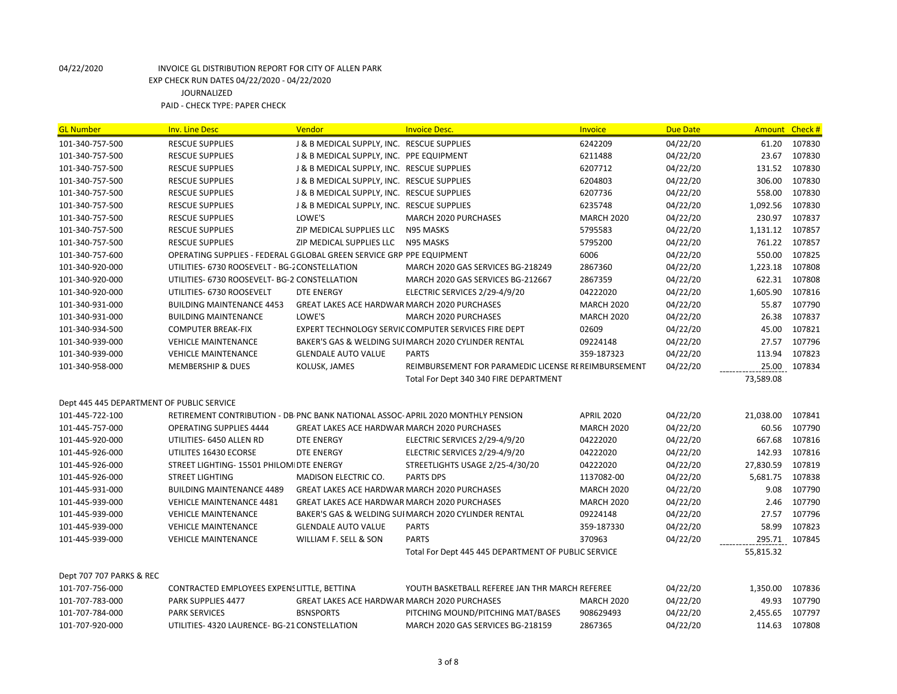04/22/2020 INVOICE GL DISTRIBUTION REPORT FOR CITY OF ALLEN PARK
EXP CHECK RUN DATES 04/22/2020 - 04/22/2020
JOURNALIZED
PAID - CHECK TYPE: PAPER CHECK

| GL Number | Inv. Line Desc | Vendor | Invoice Desc. | Invoice | Due Date | Amount | Check # |
|---|---|---|---|---|---|---|---|
| 101-340-757-500 | RESCUE SUPPLIES | J & B MEDICAL SUPPLY, INC. | RESCUE SUPPLIES | 6242209 | 04/22/20 | 61.20 | 107830 |
| 101-340-757-500 | RESCUE SUPPLIES | J & B MEDICAL SUPPLY, INC. | PPE EQUIPMENT | 6211488 | 04/22/20 | 23.67 | 107830 |
| 101-340-757-500 | RESCUE SUPPLIES | J & B MEDICAL SUPPLY, INC. | RESCUE SUPPLIES | 6207712 | 04/22/20 | 131.52 | 107830 |
| 101-340-757-500 | RESCUE SUPPLIES | J & B MEDICAL SUPPLY, INC. | RESCUE SUPPLIES | 6204803 | 04/22/20 | 306.00 | 107830 |
| 101-340-757-500 | RESCUE SUPPLIES | J & B MEDICAL SUPPLY, INC. | RESCUE SUPPLIES | 6207736 | 04/22/20 | 558.00 | 107830 |
| 101-340-757-500 | RESCUE SUPPLIES | J & B MEDICAL SUPPLY, INC. | RESCUE SUPPLIES | 6235748 | 04/22/20 | 1,092.56 | 107830 |
| 101-340-757-500 | RESCUE SUPPLIES | LOWE'S | MARCH 2020 PURCHASES | MARCH 2020 | 04/22/20 | 230.97 | 107837 |
| 101-340-757-500 | RESCUE SUPPLIES | ZIP MEDICAL SUPPLIES LLC | N95 MASKS | 5795583 | 04/22/20 | 1,131.12 | 107857 |
| 101-340-757-500 | RESCUE SUPPLIES | ZIP MEDICAL SUPPLIES LLC | N95 MASKS | 5795200 | 04/22/20 | 761.22 | 107857 |
| 101-340-757-600 | OPERATING SUPPLIES - FEDERAL G | GLOBAL GREEN SERVICE GRP | PPE EQUIPMENT | 6006 | 04/22/20 | 550.00 | 107825 |
| 101-340-920-000 | UTILITIES- 6730 ROOSEVELT - BG-2 | CONSTELLATION | MARCH 2020 GAS SERVICES BG-218249 | 2867360 | 04/22/20 | 1,223.18 | 107808 |
| 101-340-920-000 | UTILITIES- 6730 ROOSEVELT- BG-2 | CONSTELLATION | MARCH 2020 GAS SERVICES BG-212667 | 2867359 | 04/22/20 | 622.31 | 107808 |
| 101-340-920-000 | UTILITIES- 6730 ROOSEVELT | DTE ENERGY | ELECTRIC SERVICES 2/29-4/9/20 | 04222020 | 04/22/20 | 1,605.90 | 107816 |
| 101-340-931-000 | BUILDING MAINTENANCE 4453 | GREAT LAKES ACE HARDWAR | MARCH 2020 PURCHASES | MARCH 2020 | 04/22/20 | 55.87 | 107790 |
| 101-340-931-000 | BUILDING MAINTENANCE | LOWE'S | MARCH 2020 PURCHASES | MARCH 2020 | 04/22/20 | 26.38 | 107837 |
| 101-340-934-500 | COMPUTER BREAK-FIX | EXPERT TECHNOLOGY SERVIC | COMPUTER SERVICES FIRE DEPT | 02609 | 04/22/20 | 45.00 | 107821 |
| 101-340-939-000 | VEHICLE MAINTENANCE | BAKER'S GAS & WELDING SUI | MARCH 2020 CYLINDER RENTAL | 09224148 | 04/22/20 | 27.57 | 107796 |
| 101-340-939-000 | VEHICLE MAINTENANCE | GLENDALE AUTO VALUE | PARTS | 359-187323 | 04/22/20 | 113.94 | 107823 |
| 101-340-958-000 | MEMBERSHIP & DUES | KOLUSK, JAMES | REIMBURSEMENT FOR PARAMEDIC LICENSE RE | REIMBURSEMENT | 04/22/20 | 25.00 | 107834 |
| | | | Total For Dept 340 340 FIRE DEPARTMENT | | | 73,589.08 | |
| Dept 445 445 DEPARTMENT OF PUBLIC SERVICE | | | | | | | |
| 101-445-722-100 | RETIREMENT CONTRIBUTION - DB | PNC BANK NATIONAL ASSOC | APRIL 2020 MONTHLY PENSION | APRIL 2020 | 04/22/20 | 21,038.00 | 107841 |
| 101-445-757-000 | OPERATING SUPPLIES 4444 | GREAT LAKES ACE HARDWAR | MARCH 2020 PURCHASES | MARCH 2020 | 04/22/20 | 60.56 | 107790 |
| 101-445-920-000 | UTILITIES- 6450 ALLEN RD | DTE ENERGY | ELECTRIC SERVICES 2/29-4/9/20 | 04222020 | 04/22/20 | 667.68 | 107816 |
| 101-445-926-000 | UTILITES 16430 ECORSE | DTE ENERGY | ELECTRIC SERVICES 2/29-4/9/20 | 04222020 | 04/22/20 | 142.93 | 107816 |
| 101-445-926-000 | STREET LIGHTING- 15501 PHILOMI | DTE ENERGY | STREETLIGHTS USAGE 2/25-4/30/20 | 04222020 | 04/22/20 | 27,830.59 | 107819 |
| 101-445-926-000 | STREET LIGHTING | MADISON ELECTRIC CO. | PARTS DPS | 1137082-00 | 04/22/20 | 5,681.75 | 107838 |
| 101-445-931-000 | BUILDING MAINTENANCE 4489 | GREAT LAKES ACE HARDWAR | MARCH 2020 PURCHASES | MARCH 2020 | 04/22/20 | 9.08 | 107790 |
| 101-445-939-000 | VEHICLE MAINTENANCE 4481 | GREAT LAKES ACE HARDWAR | MARCH 2020 PURCHASES | MARCH 2020 | 04/22/20 | 2.46 | 107790 |
| 101-445-939-000 | VEHICLE MAINTENANCE | BAKER'S GAS & WELDING SUI | MARCH 2020 CYLINDER RENTAL | 09224148 | 04/22/20 | 27.57 | 107796 |
| 101-445-939-000 | VEHICLE MAINTENANCE | GLENDALE AUTO VALUE | PARTS | 359-187330 | 04/22/20 | 58.99 | 107823 |
| 101-445-939-000 | VEHICLE MAINTENANCE | WILLIAM F. SELL & SON | PARTS | 370963 | 04/22/20 | 295.71 | 107845 |
| | | | Total For Dept 445 445 DEPARTMENT OF PUBLIC SERVICE | | | 55,815.32 | |
| Dept 707 707 PARKS & REC | | | | | | | |
| 101-707-756-000 | CONTRACTED EMPLOYEES EXPENS | LITTLE, BETTINA | YOUTH BASKETBALL REFEREE JAN THR MARCH | REFEREE | 04/22/20 | 1,350.00 | 107836 |
| 101-707-783-000 | PARK SUPPLIES 4477 | GREAT LAKES ACE HARDWAR | MARCH 2020 PURCHASES | MARCH 2020 | 04/22/20 | 49.93 | 107790 |
| 101-707-784-000 | PARK SERVICES | BSNSPORTS | PITCHING MOUND/PITCHING MAT/BASES | 908629493 | 04/22/20 | 2,455.65 | 107797 |
| 101-707-920-000 | UTILITIES- 4320 LAURENCE- BG-21 | CONSTELLATION | MARCH 2020 GAS SERVICES BG-218159 | 2867365 | 04/22/20 | 114.63 | 107808 |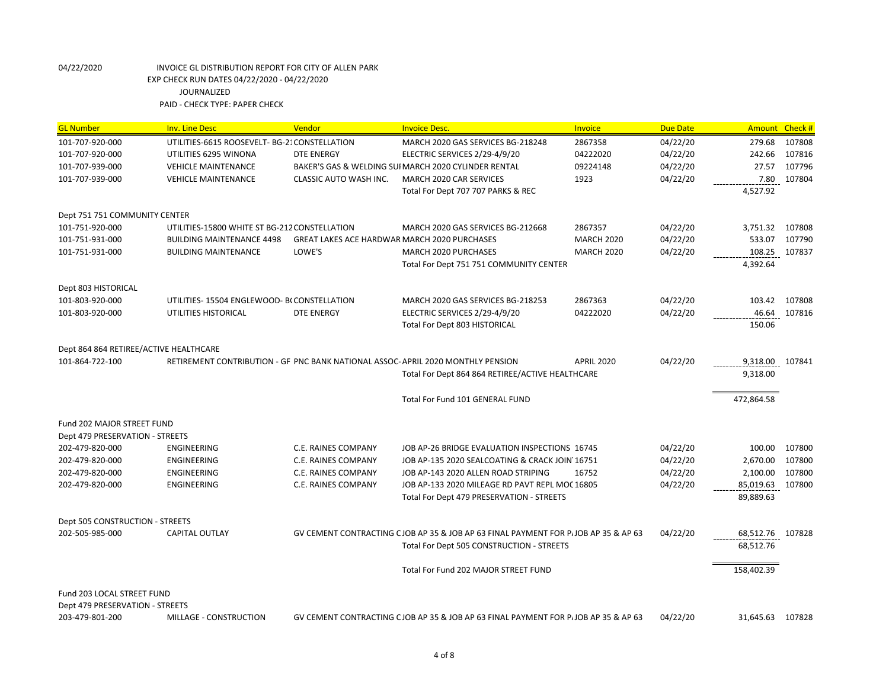04/22/2020 INVOICE GL DISTRIBUTION REPORT FOR CITY OF ALLEN PARK
EXP CHECK RUN DATES 04/22/2020 - 04/22/2020
JOURNALIZED
PAID - CHECK TYPE: PAPER CHECK

| GL Number | Inv. Line Desc | Vendor | Invoice Desc. | Invoice | Due Date | Amount | Check # |
|---|---|---|---|---|---|---|---|
| 101-707-920-000 | UTILITIES-6615 ROOSEVELT- BG-21 | CONSTELLATION | MARCH 2020 GAS SERVICES BG-218248 | 2867358 | 04/22/20 | 279.68 | 107808 |
| 101-707-920-000 | UTILITIES 6295 WINONA | DTE ENERGY | ELECTRIC SERVICES 2/29-4/9/20 | 04222020 | 04/22/20 | 242.66 | 107816 |
| 101-707-939-000 | VEHICLE MAINTENANCE | BAKER'S GAS & WELDING SUI | MARCH 2020 CYLINDER RENTAL | 09224148 | 04/22/20 | 27.57 | 107796 |
| 101-707-939-000 | VEHICLE MAINTENANCE | CLASSIC AUTO WASH INC. | MARCH 2020 CAR SERVICES | 1923 | 04/22/20 | 7.80 | 107804 |
| | | | Total For Dept 707 707 PARKS & REC | | | 4,527.92 | |
| Dept 751 751 COMMUNITY CENTER | | | | | | | |
| 101-751-920-000 | UTILITIES-15800 WHITE ST BG-212 | CONSTELLATION | MARCH 2020 GAS SERVICES BG-212668 | 2867357 | 04/22/20 | 3,751.32 | 107808 |
| 101-751-931-000 | BUILDING MAINTENANCE 4498 | GREAT LAKES ACE HARDWAR | MARCH 2020 PURCHASES | MARCH 2020 | 04/22/20 | 533.07 | 107790 |
| 101-751-931-000 | BUILDING MAINTENANCE | LOWE'S | MARCH 2020 PURCHASES | MARCH 2020 | 04/22/20 | 108.25 | 107837 |
| | | | Total For Dept 751 751 COMMUNITY CENTER | | | 4,392.64 | |
| Dept 803 HISTORICAL | | | | | | | |
| 101-803-920-000 | UTILITIES- 15504 ENGLEWOOD- B( | CONSTELLATION | MARCH 2020 GAS SERVICES BG-218253 | 2867363 | 04/22/20 | 103.42 | 107808 |
| 101-803-920-000 | UTILITIES HISTORICAL | DTE ENERGY | ELECTRIC SERVICES 2/29-4/9/20 | 04222020 | 04/22/20 | 46.64 | 107816 |
| | | | Total For Dept 803 HISTORICAL | | | 150.06 | |
| Dept 864 864 RETIREE/ACTIVE HEALTHCARE | | | | | | | |
| 101-864-722-100 | RETIREMENT CONTRIBUTION - GF | PNC BANK NATIONAL ASSOC- | APRIL 2020 MONTHLY PENSION | APRIL 2020 | 04/22/20 | 9,318.00 | 107841 |
| | | | Total For Dept 864 864 RETIREE/ACTIVE HEALTHCARE | | | 9,318.00 | |
| | | | Total For Fund 101 GENERAL FUND | | | 472,864.58 | |
| Fund 202 MAJOR STREET FUND | | | | | | | |
| Dept 479 PRESERVATION - STREETS | | | | | | | |
| 202-479-820-000 | ENGINEERING | C.E. RAINES COMPANY | JOB AP-26 BRIDGE EVALUATION INSPECTIONS | 16745 | 04/22/20 | 100.00 | 107800 |
| 202-479-820-000 | ENGINEERING | C.E. RAINES COMPANY | JOB AP-135 2020 SEALCOATING & CRACK JOIN' | 16751 | 04/22/20 | 2,670.00 | 107800 |
| 202-479-820-000 | ENGINEERING | C.E. RAINES COMPANY | JOB AP-143 2020 ALLEN ROAD STRIPING | 16752 | 04/22/20 | 2,100.00 | 107800 |
| 202-479-820-000 | ENGINEERING | C.E. RAINES COMPANY | JOB AP-133 2020 MILEAGE RD PAVT REPL MOC | 16805 | 04/22/20 | 85,019.63 | 107800 |
| | | | Total For Dept 479 PRESERVATION - STREETS | | | 89,889.63 | |
| Dept 505 CONSTRUCTION - STREETS | | | | | | | |
| 202-505-985-000 | CAPITAL OUTLAY | GV CEMENT CONTRACTING C | JOB AP 35 & JOB AP 63 FINAL PAYMENT FOR P/ | JOB AP 35 & AP 63 | 04/22/20 | 68,512.76 | 107828 |
| | | | Total For Dept 505 CONSTRUCTION - STREETS | | | 68,512.76 | |
| | | | Total For Fund 202 MAJOR STREET FUND | | | 158,402.39 | |
| Fund 203 LOCAL STREET FUND | | | | | | | |
| Dept 479 PRESERVATION - STREETS | | | | | | | |
| 203-479-801-200 | MILLAGE - CONSTRUCTION | GV CEMENT CONTRACTING C | JOB AP 35 & JOB AP 63 FINAL PAYMENT FOR P/ | JOB AP 35 & AP 63 | 04/22/20 | 31,645.63 | 107828 |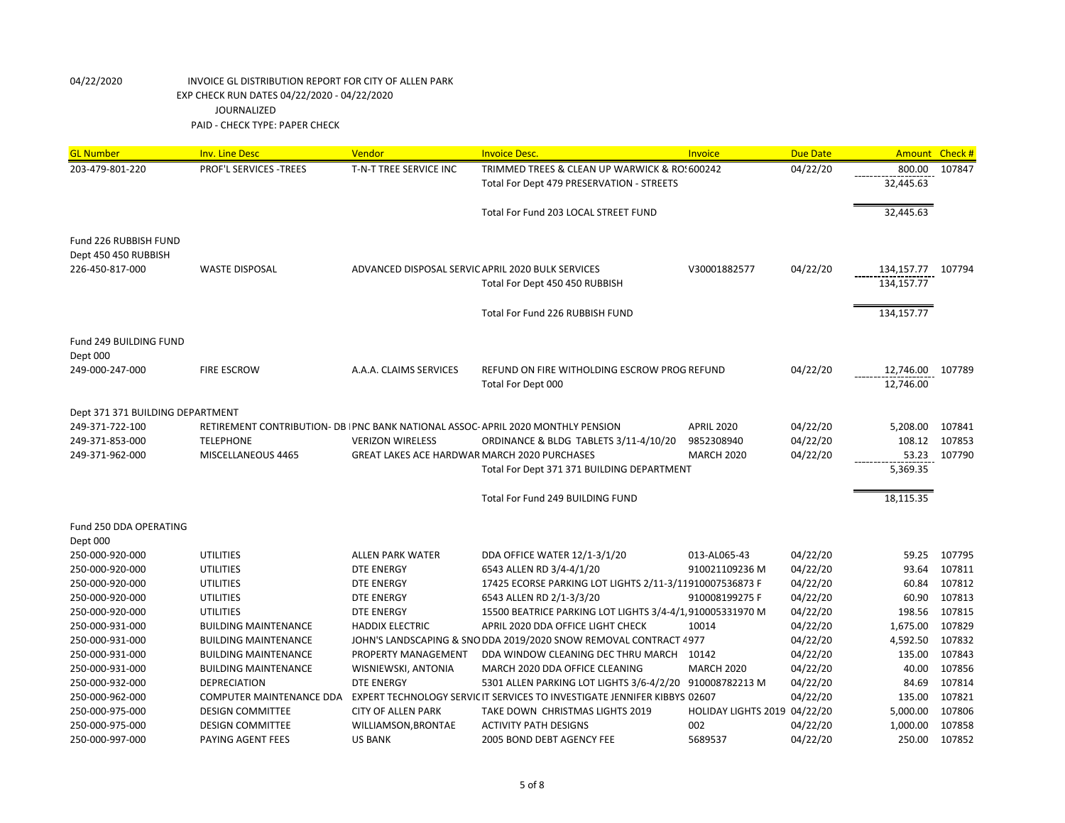04/22/2020 INVOICE GL DISTRIBUTION REPORT FOR CITY OF ALLEN PARK
EXP CHECK RUN DATES 04/22/2020 - 04/22/2020
JOURNALIZED
PAID - CHECK TYPE: PAPER CHECK

| GL Number | Inv. Line Desc | Vendor | Invoice Desc. | Invoice | Due Date | Amount | Check # |
|---|---|---|---|---|---|---|---|
| 203-479-801-220 | PROF'L SERVICES -TREES | T-N-T TREE SERVICE INC | TRIMMED TREES & CLEAN UP WARWICK & RO! | 600242 | 04/22/20 | 800.00 | 107847 |
| | | | Total For Dept 479 PRESERVATION - STREETS | | | 32,445.63 | |
| | | | Total For Fund 203 LOCAL STREET FUND | | | 32,445.63 | |
| Fund 226 RUBBISH FUND | | | | | | | |
| Dept 450 450 RUBBISH | | | | | | | |
| 226-450-817-000 | WASTE DISPOSAL | ADVANCED DISPOSAL SERVIC | APRIL 2020 BULK SERVICES | V30001882577 | 04/22/20 | 134,157.77 | 107794 |
| | | | Total For Dept 450 450 RUBBISH | | | 134,157.77 | |
| | | | Total For Fund 226 RUBBISH FUND | | | 134,157.77 | |
| Fund 249 BUILDING FUND | | | | | | | |
| Dept 000 | | | | | | | |
| 249-000-247-000 | FIRE ESCROW | A.A.A. CLAIMS SERVICES | REFUND ON FIRE WITHOLDING ESCROW PROG | REFUND | 04/22/20 | 12,746.00 | 107789 |
| | | | Total For Dept 000 | | | 12,746.00 | |
| Dept 371 371 BUILDING DEPARTMENT | | | | | | | |
| 249-371-722-100 | RETIREMENT CONTRIBUTION- DB I | PNC BANK NATIONAL ASSOC- | APRIL 2020 MONTHLY PENSION | APRIL 2020 | 04/22/20 | 5,208.00 | 107841 |
| 249-371-853-000 | TELEPHONE | VERIZON WIRELESS | ORDINANCE & BLDG TABLETS 3/11-4/10/20 | 9852308940 | 04/22/20 | 108.12 | 107853 |
| 249-371-962-000 | MISCELLANEOUS 4465 | GREAT LAKES ACE HARDWAR | MARCH 2020 PURCHASES | MARCH 2020 | 04/22/20 | 53.23 | 107790 |
| | | | Total For Dept 371 371 BUILDING DEPARTMENT | | | 5,369.35 | |
| | | | Total For Fund 249 BUILDING FUND | | | 18,115.35 | |
| Fund 250 DDA OPERATING | | | | | | | |
| Dept 000 | | | | | | | |
| 250-000-920-000 | UTILITIES | ALLEN PARK WATER | DDA OFFICE WATER 12/1-3/1/20 | 013-AL065-43 | 04/22/20 | 59.25 | 107795 |
| 250-000-920-000 | UTILITIES | DTE ENERGY | 6543 ALLEN RD 3/4-4/1/20 | 910021109236 M | 04/22/20 | 93.64 | 107811 |
| 250-000-920-000 | UTILITIES | DTE ENERGY | 17425 ECORSE PARKING LOT LIGHTS 2/11-3/11 | 910007536873 F | 04/22/20 | 60.84 | 107812 |
| 250-000-920-000 | UTILITIES | DTE ENERGY | 6543 ALLEN RD 2/1-3/3/20 | 910008199275 F | 04/22/20 | 60.90 | 107813 |
| 250-000-920-000 | UTILITIES | DTE ENERGY | 15500 BEATRICE PARKING LOT LIGHTS 3/4-4/1, | 910005331970 M | 04/22/20 | 198.56 | 107815 |
| 250-000-931-000 | BUILDING MAINTENANCE | HADDIX ELECTRIC | APRIL 2020 DDA OFFICE LIGHT CHECK | 10014 | 04/22/20 | 1,675.00 | 107829 |
| 250-000-931-000 | BUILDING MAINTENANCE | JOHN'S LANDSCAPING & SNO | DDA 2019/2020 SNOW REMOVAL CONTRACT | 4977 | 04/22/20 | 4,592.50 | 107832 |
| 250-000-931-000 | BUILDING MAINTENANCE | PROPERTY MANAGEMENT | DDA WINDOW CLEANING DEC THRU MARCH | 10142 | 04/22/20 | 135.00 | 107843 |
| 250-000-931-000 | BUILDING MAINTENANCE | WISNIEWSKI, ANTONIA | MARCH 2020 DDA OFFICE CLEANING | MARCH 2020 | 04/22/20 | 40.00 | 107856 |
| 250-000-932-000 | DEPRECIATION | DTE ENERGY | 5301 ALLEN PARKING LOT LIGHTS 3/6-4/2/20 | 910008782213 M | 04/22/20 | 84.69 | 107814 |
| 250-000-962-000 | COMPUTER MAINTENANCE DDA | EXPERT TECHNOLOGY SERVIC | IT SERVICES TO INVESTIGATE JENNIFER KIBBYS | 02607 | 04/22/20 | 135.00 | 107821 |
| 250-000-975-000 | DESIGN COMMITTEE | CITY OF ALLEN PARK | TAKE DOWN CHRISTMAS LIGHTS 2019 | HOLIDAY LIGHTS 2019 | 04/22/20 | 5,000.00 | 107806 |
| 250-000-975-000 | DESIGN COMMITTEE | WILLIAMSON,BRONTAE | ACTIVITY PATH DESIGNS | 002 | 04/22/20 | 1,000.00 | 107858 |
| 250-000-997-000 | PAYING AGENT FEES | US BANK | 2005 BOND DEBT AGENCY FEE | 5689537 | 04/22/20 | 250.00 | 107852 |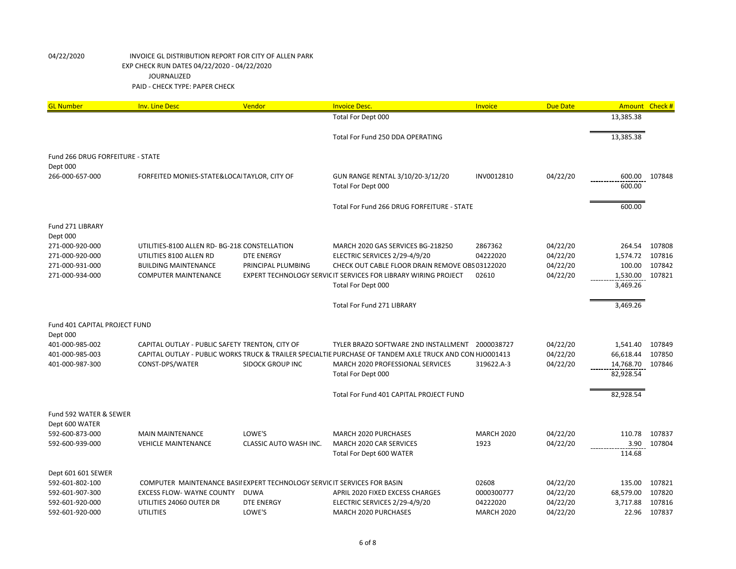04/22/2020 INVOICE GL DISTRIBUTION REPORT FOR CITY OF ALLEN PARK
EXP CHECK RUN DATES 04/22/2020 - 04/22/2020
JOURNALIZED
PAID - CHECK TYPE: PAPER CHECK

| GL Number | Inv. Line Desc | Vendor | Invoice Desc. | Invoice | Due Date | Amount | Check # |
|---|---|---|---|---|---|---|---|
| | | | Total For Dept 000 | | | 13,385.38 | |
| | | | Total For Fund 250 DDA OPERATING | | | 13,385.38 | |
| Fund 266 DRUG FORFEITURE - STATE | | | | | | | |
| Dept 000 | | | | | | | |
| 266-000-657-000 | FORFEITED MONIES-STATE&LOCAI | TAYLOR, CITY OF | GUN RANGE RENTAL 3/10/20-3/12/20 | INV0012810 | 04/22/20 | 600.00 | 107848 |
| | | | Total For Dept 000 | | | 600.00 | |
| | | | Total For Fund 266 DRUG FORFEITURE - STATE | | | 600.00 | |
| Fund 271 LIBRARY | | | | | | | |
| Dept 000 | | | | | | | |
| 271-000-920-000 | UTILITIES-8100 ALLEN RD- BG-218 | CONSTELLATION | MARCH 2020 GAS SERVICES BG-218250 | 2867362 | 04/22/20 | 264.54 | 107808 |
| 271-000-920-000 | UTILITIES 8100 ALLEN RD | DTE ENERGY | ELECTRIC SERVICES 2/29-4/9/20 | 04222020 | 04/22/20 | 1,574.72 | 107816 |
| 271-000-931-000 | BUILDING MAINTENANCE | PRINCIPAL PLUMBING | CHECK OUT CABLE FLOOR DRAIN REMOVE OBS | 03122020 | 04/22/20 | 100.00 | 107842 |
| 271-000-934-000 | COMPUTER MAINTENANCE | EXPERT TECHNOLOGY SERVIC | IT SERVICES FOR LIBRARY WIRING PROJECT | 02610 | 04/22/20 | 1,530.00 | 107821 |
| | | | Total For Dept 000 | | | 3,469.26 | |
| | | | Total For Fund 271 LIBRARY | | | 3,469.26 | |
| Fund 401 CAPITAL PROJECT FUND | | | | | | | |
| Dept 000 | | | | | | | |
| 401-000-985-002 | CAPITAL OUTLAY - PUBLIC SAFETY | TRENTON, CITY OF | TYLER BRAZO SOFTWARE 2ND INSTALLMENT | 2000038727 | 04/22/20 | 1,541.40 | 107849 |
| 401-000-985-003 | CAPITAL OUTLAY - PUBLIC WORKS | TRUCK & TRAILER SPECIALTIE | PURCHASE OF TANDEM AXLE TRUCK AND CON | HJO001413 | 04/22/20 | 66,618.44 | 107850 |
| 401-000-987-300 | CONST-DPS/WATER | SIDOCK GROUP INC | MARCH 2020 PROFESSIONAL SERVICES | 319622.A-3 | 04/22/20 | 14,768.70 | 107846 |
| | | | Total For Dept 000 | | | 82,928.54 | |
| | | | Total For Fund 401 CAPITAL PROJECT FUND | | | 82,928.54 | |
| Fund 592 WATER & SEWER | | | | | | | |
| Dept 600 WATER | | | | | | | |
| 592-600-873-000 | MAIN MAINTENANCE | LOWE'S | MARCH 2020 PURCHASES | MARCH 2020 | 04/22/20 | 110.78 | 107837 |
| 592-600-939-000 | VEHICLE MAINTENANCE | CLASSIC AUTO WASH INC. | MARCH 2020 CAR SERVICES | 1923 | 04/22/20 | 3.90 | 107804 |
| | | | Total For Dept 600 WATER | | | 114.68 | |
| Dept 601 601 SEWER | | | | | | | |
| 592-601-802-100 | COMPUTER MAINTENANCE BASII | EXPERT TECHNOLOGY SERVIC | IT SERVICES FOR BASIN | 02608 | 04/22/20 | 135.00 | 107821 |
| 592-601-907-300 | EXCESS FLOW- WAYNE COUNTY | DUWA | APRIL 2020 FIXED EXCESS CHARGES | 0000300777 | 04/22/20 | 68,579.00 | 107820 |
| 592-601-920-000 | UTILITIES 24060 OUTER DR | DTE ENERGY | ELECTRIC SERVICES 2/29-4/9/20 | 04222020 | 04/22/20 | 3,717.88 | 107816 |
| 592-601-920-000 | UTILITIES | LOWE'S | MARCH 2020 PURCHASES | MARCH 2020 | 04/22/20 | 22.96 | 107837 |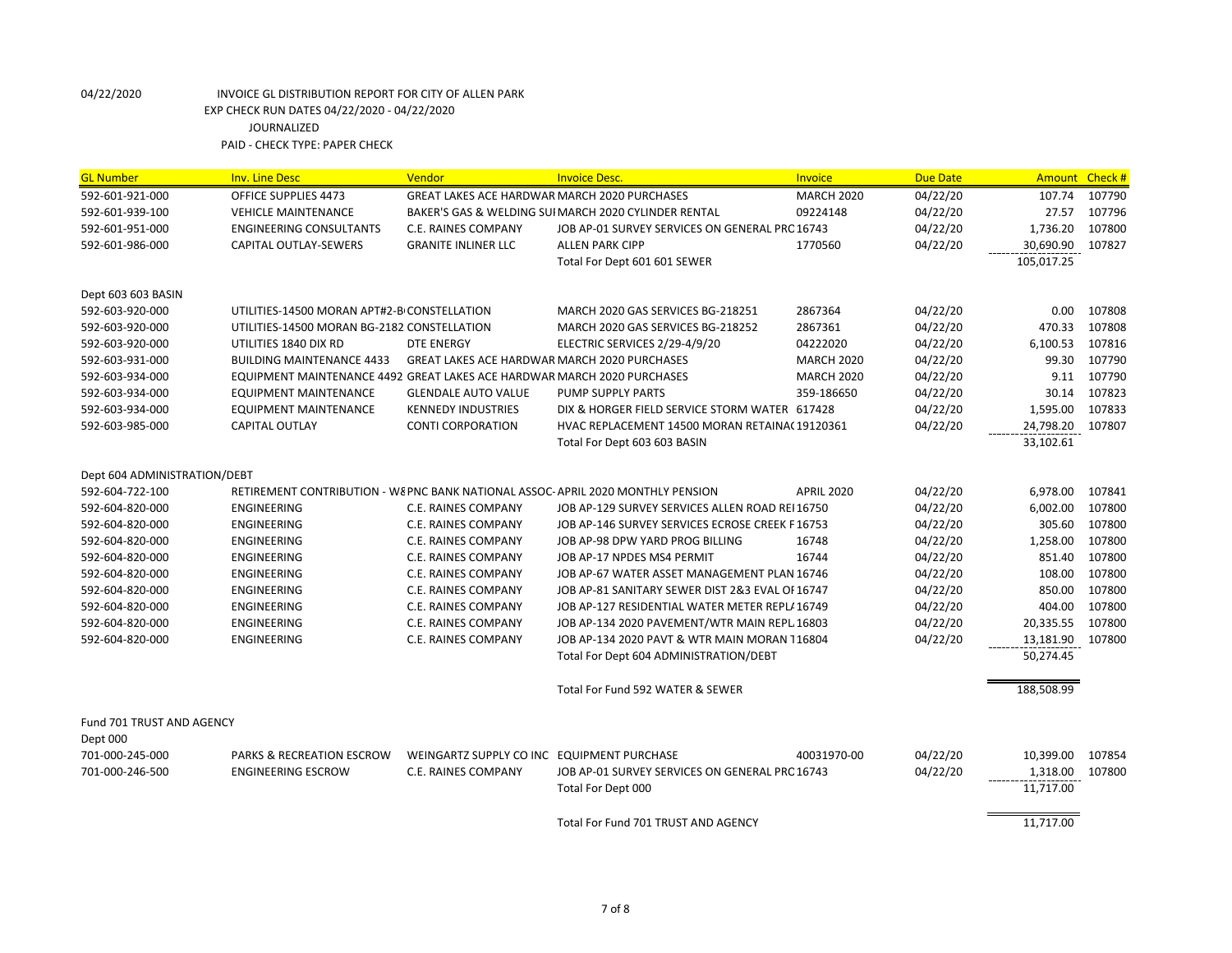04/22/2020 INVOICE GL DISTRIBUTION REPORT FOR CITY OF ALLEN PARK
EXP CHECK RUN DATES 04/22/2020 - 04/22/2020
JOURNALIZED
PAID - CHECK TYPE: PAPER CHECK

| GL Number | Inv. Line Desc | Vendor | Invoice Desc. | Invoice | Due Date | Amount | Check # |
|---|---|---|---|---|---|---|---|
| 592-601-921-000 | OFFICE SUPPLIES 4473 | GREAT LAKES ACE HARDWAR | MARCH 2020 PURCHASES | MARCH 2020 | 04/22/20 | 107.74 | 107790 |
| 592-601-939-100 | VEHICLE MAINTENANCE | BAKER'S GAS & WELDING SU | MARCH 2020 CYLINDER RENTAL | 09224148 | 04/22/20 | 27.57 | 107796 |
| 592-601-951-000 | ENGINEERING CONSULTANTS | C.E. RAINES COMPANY | JOB AP-01 SURVEY SERVICES ON GENERAL PRC | 16743 | 04/22/20 | 1,736.20 | 107800 |
| 592-601-986-000 | CAPITAL OUTLAY-SEWERS | GRANITE INLINER LLC | ALLEN PARK CIPP | 1770560 | 04/22/20 | 30,690.90 | 107827 |
| | | | Total For Dept 601 601 SEWER | | | 105,017.25 | |
| Dept 603 603 BASIN | | | | | | | |
| 592-603-920-000 | UTILITIES-14500 MORAN APT#2-B | CONSTELLATION | MARCH 2020 GAS SERVICES BG-218251 | 2867364 | 04/22/20 | 0.00 | 107808 |
| 592-603-920-000 | UTILITIES-14500 MORAN BG-2182 | CONSTELLATION | MARCH 2020 GAS SERVICES BG-218252 | 2867361 | 04/22/20 | 470.33 | 107808 |
| 592-603-920-000 | UTILITIES 1840 DIX RD | DTE ENERGY | ELECTRIC SERVICES 2/29-4/9/20 | 04222020 | 04/22/20 | 6,100.53 | 107816 |
| 592-603-931-000 | BUILDING MAINTENANCE 4433 | GREAT LAKES ACE HARDWAR | MARCH 2020 PURCHASES | MARCH 2020 | 04/22/20 | 99.30 | 107790 |
| 592-603-934-000 | EQUIPMENT MAINTENANCE 4492 | GREAT LAKES ACE HARDWAR | MARCH 2020 PURCHASES | MARCH 2020 | 04/22/20 | 9.11 | 107790 |
| 592-603-934-000 | EQUIPMENT MAINTENANCE | GLENDALE AUTO VALUE | PUMP SUPPLY PARTS | 359-186650 | 04/22/20 | 30.14 | 107823 |
| 592-603-934-000 | EQUIPMENT MAINTENANCE | KENNEDY INDUSTRIES | DIX & HORGER FIELD SERVICE STORM WATER | 617428 | 04/22/20 | 1,595.00 | 107833 |
| 592-603-985-000 | CAPITAL OUTLAY | CONTI CORPORATION | HVAC REPLACEMENT 14500 MORAN RETAINA( | 19120361 | 04/22/20 | 24,798.20 | 107807 |
| | | | Total For Dept 603 603 BASIN | | | 33,102.61 | |
| Dept 604 ADMINISTRATION/DEBT | | | | | | | |
| 592-604-722-100 | RETIREMENT CONTRIBUTION - W8 | PNC BANK NATIONAL ASSOC- | APRIL 2020 MONTHLY PENSION | APRIL 2020 | 04/22/20 | 6,978.00 | 107841 |
| 592-604-820-000 | ENGINEERING | C.E. RAINES COMPANY | JOB AP-129 SURVEY SERVICES ALLEN ROAD REI | 16750 | 04/22/20 | 6,002.00 | 107800 |
| 592-604-820-000 | ENGINEERING | C.E. RAINES COMPANY | JOB AP-146 SURVEY SERVICES ECROSE CREEK F | 16753 | 04/22/20 | 305.60 | 107800 |
| 592-604-820-000 | ENGINEERING | C.E. RAINES COMPANY | JOB AP-98 DPW YARD PROG BILLING | 16748 | 04/22/20 | 1,258.00 | 107800 |
| 592-604-820-000 | ENGINEERING | C.E. RAINES COMPANY | JOB AP-17 NPDES MS4 PERMIT | 16744 | 04/22/20 | 851.40 | 107800 |
| 592-604-820-000 | ENGINEERING | C.E. RAINES COMPANY | JOB AP-67 WATER ASSET MANAGEMENT PLAN | 16746 | 04/22/20 | 108.00 | 107800 |
| 592-604-820-000 | ENGINEERING | C.E. RAINES COMPANY | JOB AP-81 SANITARY SEWER DIST 2&3 EVAL OI | 16747 | 04/22/20 | 850.00 | 107800 |
| 592-604-820-000 | ENGINEERING | C.E. RAINES COMPANY | JOB AP-127 RESIDENTIAL WATER METER REPL/ | 16749 | 04/22/20 | 404.00 | 107800 |
| 592-604-820-000 | ENGINEERING | C.E. RAINES COMPANY | JOB AP-134 2020 PAVEMENT/WTR MAIN REPL | 16803 | 04/22/20 | 20,335.55 | 107800 |
| 592-604-820-000 | ENGINEERING | C.E. RAINES COMPANY | JOB AP-134 2020 PAVT & WTR MAIN MORAN T | 16804 | 04/22/20 | 13,181.90 | 107800 |
| | | | Total For Dept 604 ADMINISTRATION/DEBT | | | 50,274.45 | |
| | | | Total For Fund 592 WATER & SEWER | | | 188,508.99 | |
| Fund 701 TRUST AND AGENCY | | | | | | | |
| Dept 000 | | | | | | | |
| 701-000-245-000 | PARKS & RECREATION ESCROW | WEINGARTZ SUPPLY CO INC | EQUIPMENT PURCHASE | 40031970-00 | 04/22/20 | 10,399.00 | 107854 |
| 701-000-246-500 | ENGINEERING ESCROW | C.E. RAINES COMPANY | JOB AP-01 SURVEY SERVICES ON GENERAL PRC | 16743 | 04/22/20 | 1,318.00 | 107800 |
| | | | Total For Dept 000 | | | 11,717.00 | |
| | | | Total For Fund 701 TRUST AND AGENCY | | | 11,717.00 | |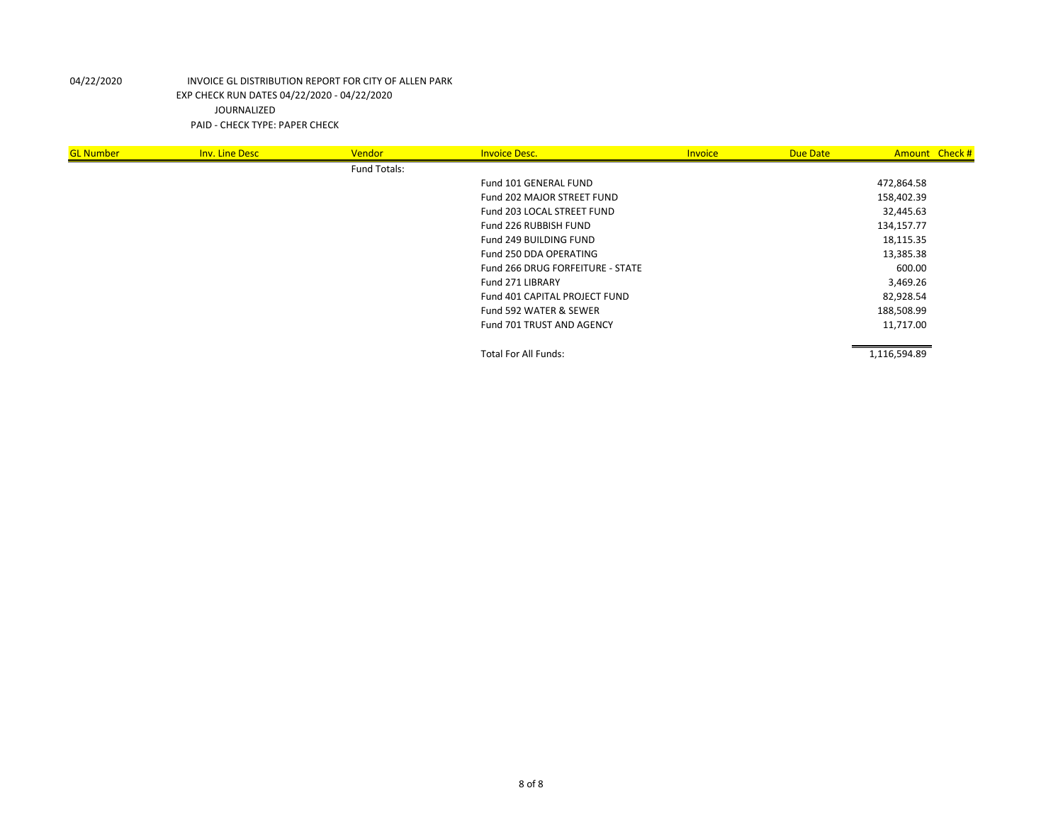04/22/2020 INVOICE GL DISTRIBUTION REPORT FOR CITY OF ALLEN PARK

EXP CHECK RUN DATES 04/22/2020 - 04/22/2020

JOURNALIZED

PAID - CHECK TYPE: PAPER CHECK

| GL Number | Inv. Line Desc | Vendor | Invoice Desc. | Invoice | Due Date | Amount | Check # |
|---|---|---|---|---|---|---|---|
| | | Fund Totals: | | | | | |
| | | | Fund 101 GENERAL FUND | | | 472,864.58 | |
| | | | Fund 202 MAJOR STREET FUND | | | 158,402.39 | |
| | | | Fund 203 LOCAL STREET FUND | | | 32,445.63 | |
| | | | Fund 226 RUBBISH FUND | | | 134,157.77 | |
| | | | Fund 249 BUILDING FUND | | | 18,115.35 | |
| | | | Fund 250 DDA OPERATING | | | 13,385.38 | |
| | | | Fund 266 DRUG FORFEITURE - STATE | | | 600.00 | |
| | | | Fund 271 LIBRARY | | | 3,469.26 | |
| | | | Fund 401 CAPITAL PROJECT FUND | | | 82,928.54 | |
| | | | Fund 592 WATER & SEWER | | | 188,508.99 | |
| | | | Fund 701 TRUST AND AGENCY | | | 11,717.00 | |
| | | | Total For All Funds: | | | 1,116,594.89 | |